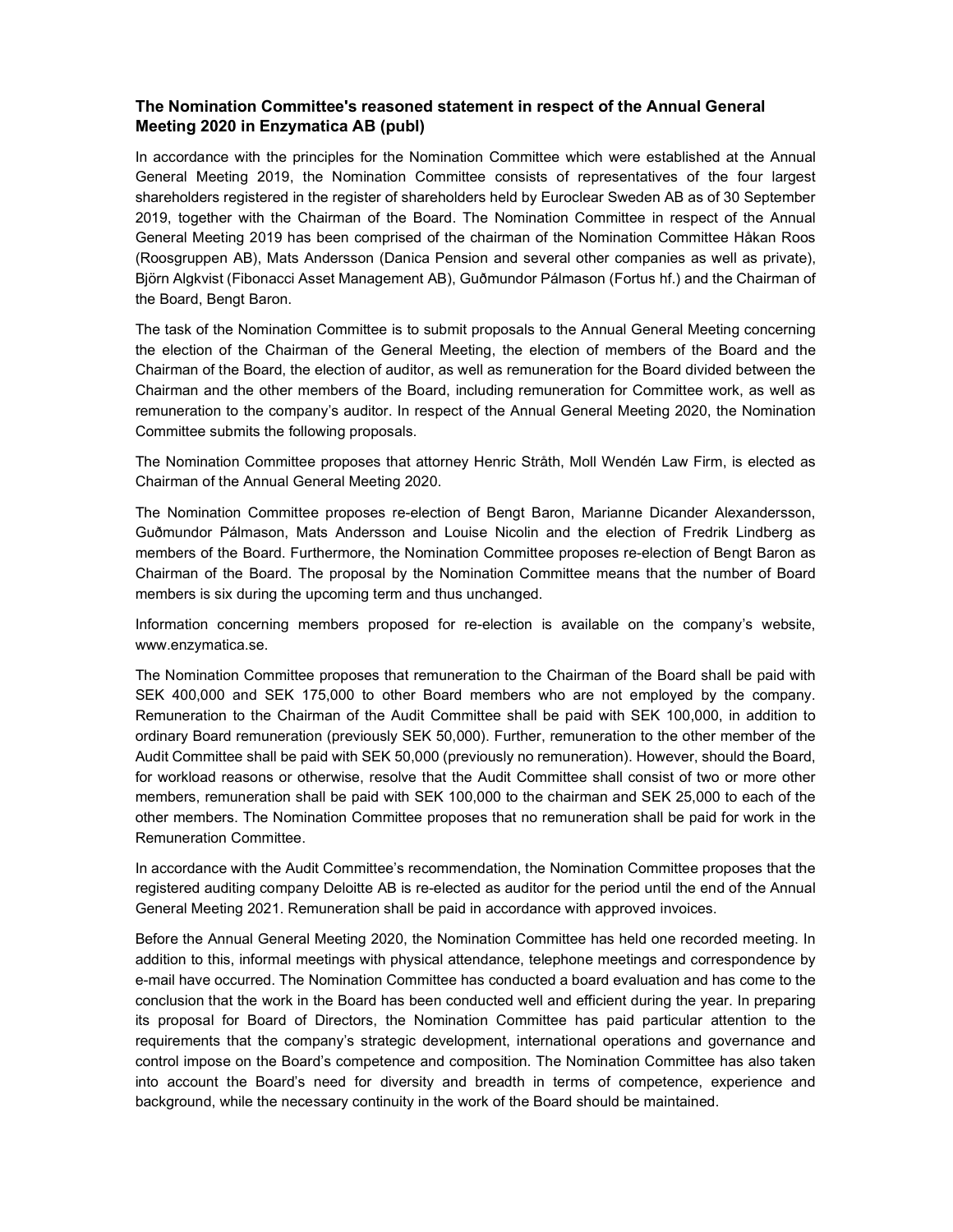# The Nomination Committee's reasoned statement in respect of the Annual General Meeting 2020 in Enzymatica AB (publ)

In accordance with the principles for the Nomination Committee which were established at the Annual General Meeting 2019, the Nomination Committee consists of representatives of the four largest shareholders registered in the register of shareholders held by Euroclear Sweden AB as of 30 September 2019, together with the Chairman of the Board. The Nomination Committee in respect of the Annual General Meeting 2019 has been comprised of the chairman of the Nomination Committee Håkan Roos (Roosgruppen AB), Mats Andersson (Danica Pension and several other companies as well as private), Björn Algkvist (Fibonacci Asset Management AB), Guðmundor Pálmason (Fortus hf.) and the Chairman of the Board, Bengt Baron.

The task of the Nomination Committee is to submit proposals to the Annual General Meeting concerning the election of the Chairman of the General Meeting, the election of members of the Board and the Chairman of the Board, the election of auditor, as well as remuneration for the Board divided between the Chairman and the other members of the Board, including remuneration for Committee work, as well as remuneration to the company's auditor. In respect of the Annual General Meeting 2020, the Nomination Committee submits the following proposals.

The Nomination Committee proposes that attorney Henric Stråth, Moll Wendén Law Firm, is elected as Chairman of the Annual General Meeting 2020.

The Nomination Committee proposes re-election of Bengt Baron, Marianne Dicander Alexandersson, Guðmundor Pálmason, Mats Andersson and Louise Nicolin and the election of Fredrik Lindberg as members of the Board. Furthermore, the Nomination Committee proposes re-election of Bengt Baron as Chairman of the Board. The proposal by the Nomination Committee means that the number of Board members is six during the upcoming term and thus unchanged.

Information concerning members proposed for re-election is available on the company's website, www.enzymatica.se.

The Nomination Committee proposes that remuneration to the Chairman of the Board shall be paid with SEK 400,000 and SEK 175,000 to other Board members who are not employed by the company. Remuneration to the Chairman of the Audit Committee shall be paid with SEK 100,000, in addition to ordinary Board remuneration (previously SEK 50,000). Further, remuneration to the other member of the Audit Committee shall be paid with SEK 50,000 (previously no remuneration). However, should the Board, for workload reasons or otherwise, resolve that the Audit Committee shall consist of two or more other members, remuneration shall be paid with SEK 100,000 to the chairman and SEK 25,000 to each of the other members. The Nomination Committee proposes that no remuneration shall be paid for work in the Remuneration Committee.

In accordance with the Audit Committee's recommendation, the Nomination Committee proposes that the registered auditing company Deloitte AB is re-elected as auditor for the period until the end of the Annual General Meeting 2021. Remuneration shall be paid in accordance with approved invoices.

Before the Annual General Meeting 2020, the Nomination Committee has held one recorded meeting. In addition to this, informal meetings with physical attendance, telephone meetings and correspondence by e-mail have occurred. The Nomination Committee has conducted a board evaluation and has come to the conclusion that the work in the Board has been conducted well and efficient during the year. In preparing its proposal for Board of Directors, the Nomination Committee has paid particular attention to the requirements that the company's strategic development, international operations and governance and control impose on the Board's competence and composition. The Nomination Committee has also taken into account the Board's need for diversity and breadth in terms of competence, experience and background, while the necessary continuity in the work of the Board should be maintained.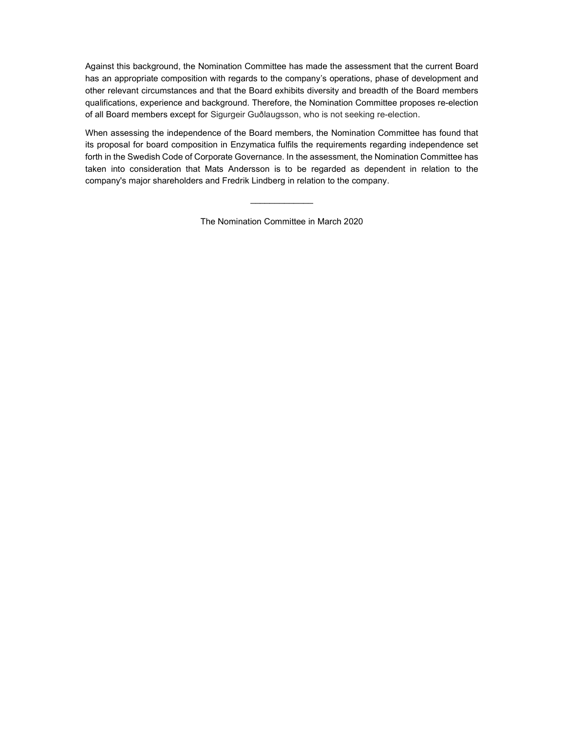Against this background, the Nomination Committee has made the assessment that the current Board has an appropriate composition with regards to the company's operations, phase of development and other relevant circumstances and that the Board exhibits diversity and breadth of the Board members qualifications, experience and background. Therefore, the Nomination Committee proposes re-election of all Board members except for Sigurgeir Guðlaugsson, who is not seeking re-election.

When assessing the independence of the Board members, the Nomination Committee has found that its proposal for board composition in Enzymatica fulfils the requirements regarding independence set forth in the Swedish Code of Corporate Governance. In the assessment, the Nomination Committee has taken into consideration that Mats Andersson is to be regarded as dependent in relation to the company's major shareholders and Fredrik Lindberg in relation to the company.

\_\_\_\_\_\_\_\_\_\_\_\_\_

The Nomination Committee in March 2020